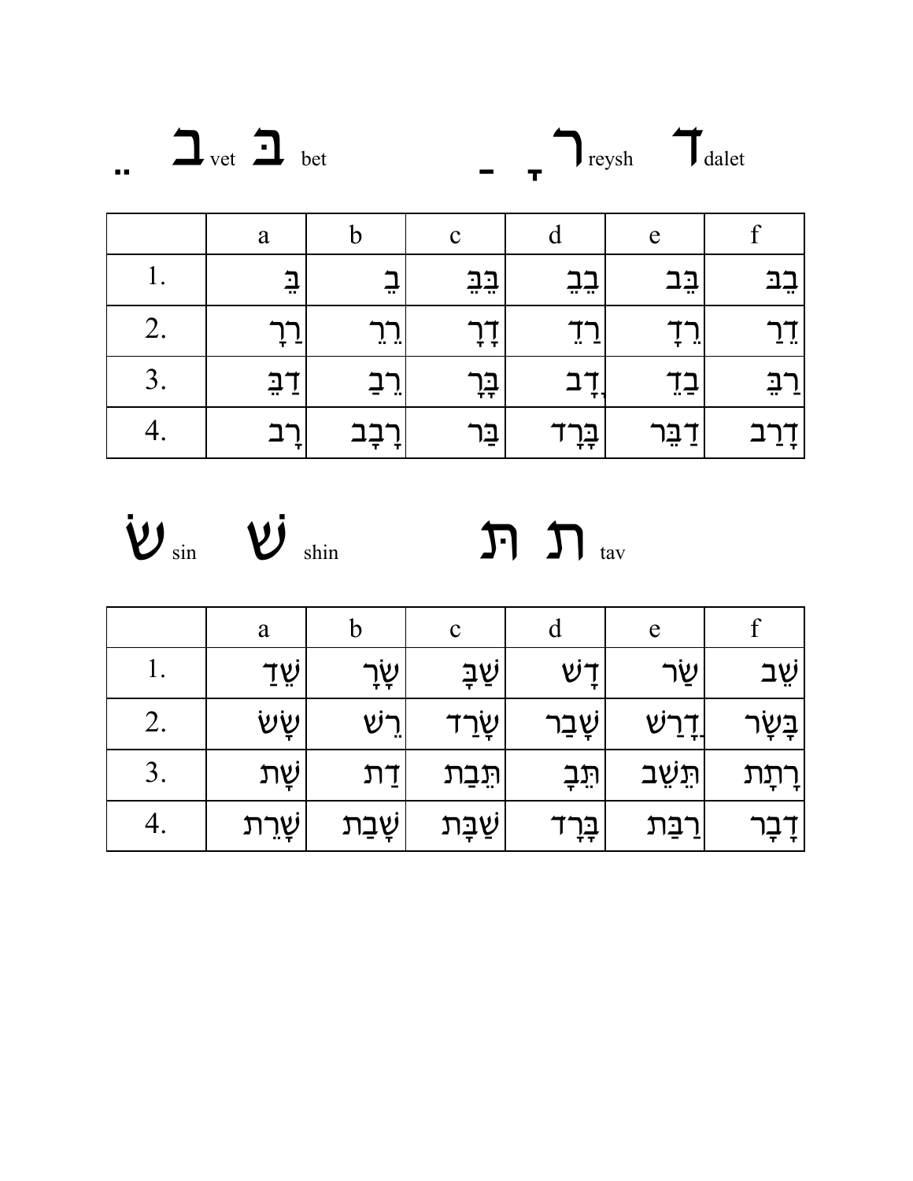.. ב vet בּ bet          ָ ַ ר reysh ד dalet

| | a | b | c | d | e | f |
|---|---|---|---|---|---|---|
| 1. | בֵּ | בֵ | בֵּבֵּ | בֵבֵ | בֵּב | בֵבּ |
| 2. | רַרָ | רֵרֵ | דָרָ | רַדֵ | רֵדָ | דֵרַ |
| 3. | דַבֵּ | רֵבַ | בָּרָ | דָב | בַדֵ | רַבֵּ |
| 4. | רָב | רָבָב | בַּר | בָּרָד | דַבֵּר | דָרַב |

שׂ sin שׁ shin          ת תּ tav

| | a | b | c | d | e | f |
|---|---|---|---|---|---|---|
| 1. | שֵׁדַ | שָׂרָ | שַׁבָּ | דָשׁ | שַׂר | שֵׁב |
| 2. | שָׂשׁ | רֵשׁ | שָׂרַד | שָׁבַר | דָרַשׁ | בָּשָׂר |
| 3. | שָׁת | דַת | תֵּבַת | תֵּבָ | תֵּשֵׁב | רָתָת |
| 4. | שָׁרֵת | שָׁבַת | שַׁבָּת | בָּרָד | רַבַּת | דָבָר |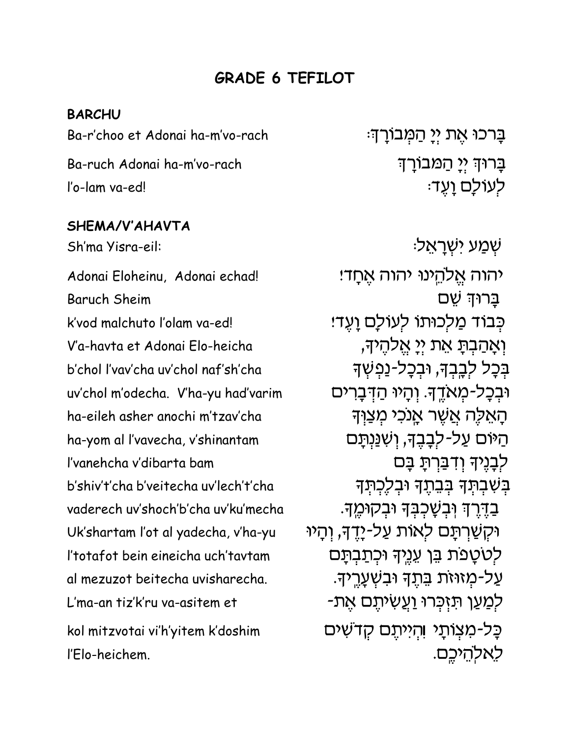# GRADE 6 TEFILOT

### BARCHU

| | |
|---|---|
| Ba-r'choo et Adonai ha-m'vo-rach | בָּרְכוּ אֶת יְיָ הַמְּבֹרָךְ: |
| Ba-ruch Adonai ha-m'vo-rach | בָּרוּךְ יְיָ הַמְּבֹרָךְ |
| l'o-lam va-ed! | לְעוֹלָם וָעֶד: |

### SHEMA/V'AHAVTA

| | |
|---|---|
| Sh'ma Yisra-eil: | שְׁמַע יִשְׂרָאֵל: |
| Adonai Eloheinu, Adonai echad! | יהוה אֱלֹהֵינוּ יהוה אֶחָד! |
| Baruch Sheim | בָּרוּךְ שֵׁם |
| k'vod malchuto l'olam va-ed! | כְּבוֹד מַלְכוּתוֹ לְעוֹלָם וָעֶד! |
| V'a-havta et Adonai Elo-heicha | וְאָהַבְתָּ אֵת יְיָ אֱלֹהֶיךָ, |
| b'chol l'vav'cha uv'chol naf'sh'cha | בְּכָל לְבָבְךָ, וּבְכָל-נַפְשְׁךָ |
| uv'chol m'odecha. V'ha-yu had'varim | וּבְכָל-מְאֹדֶךָ. וְהָיוּ הַדְּבָרִים |
| ha-eileh asher anochi m'tzav'cha | הָאֵלֶּה אֲשֶׁר אָנֹכִי מְצַוְּךָ |
| ha-yom al l'vavecha, v'shinantam | הַיּוֹם עַל-לְבָבֶךָ, וְשִׁנַּנְתָּם |
| l'vanehcha v'dibarta bam | לְבָנֶיךָ וְדִבַּרְתָּ בָּם |
| b'shiv't'cha b'veitecha uv'lech't'cha | בְּשִׁבְתְּךָ בְּבֵיתֶךָ וּבְלֶכְתְּךָ |
| vaderech uv'shoch'b'cha uv'ku'mecha | בַדֶּרֶךְ וּבְשָׁכְבְּךָ וּבְקוּמֶךָ. |
| Uk'shartam l'ot al yadecha, v'ha-yu | וּקְשַׁרְתָּם לְאוֹת עַל-יָדֶךָ, וְהָיוּ |
| l'totafot bein eineicha uch'tavtam | לְטֹטָפֹת בֵּין עֵינֶיךָ וּכְתַבְתָּם |
| al mezuzot beitecha uvisharecha. | עַל-מְזוּזֹת בֵּיתֶךָ וּבִשְׁעָרֶיךָ. |
| L'ma-an tiz'k'ru va-asitem et | לְמַעַן תִּזְכְּרוּ וַעֲשִׂיתֶם אֶת- |
| kol mitzvotai vi'h'yitem k'doshim | כָּל-מִצְוֹתָי וִהְיִיתֶם קְדֹשִׁים |
| l'Elo-heichem. | לֵאלֹהֵיכֶם. |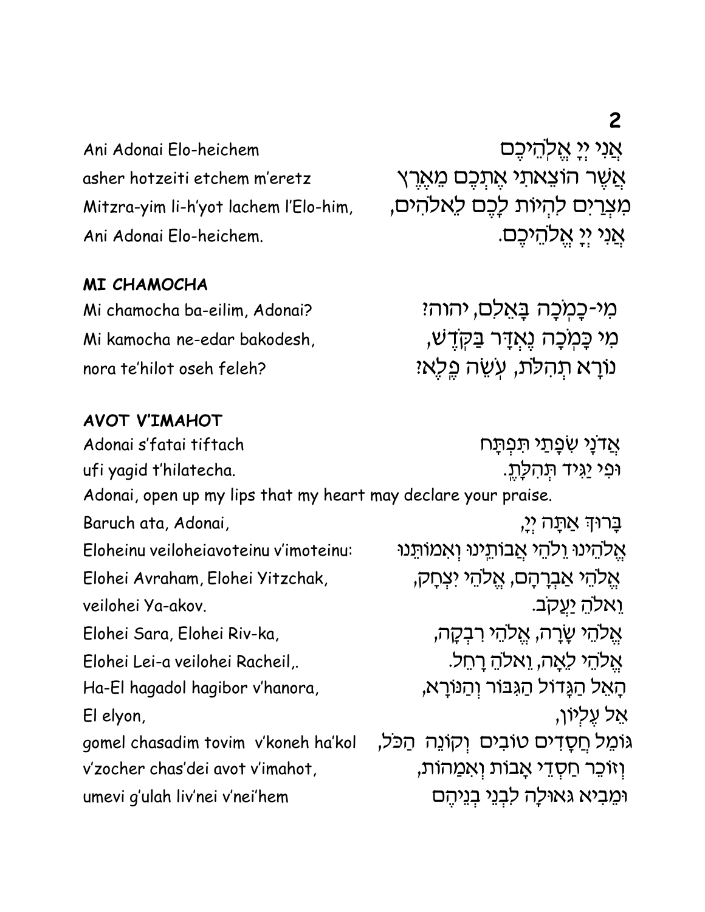| | |
|---|---|
| Ani Adonai Elo-heichem | אֲנִי יְיָ אֱלֹהֵיכֶם |
| asher hotzeiti etchem m'eretz | אֲשֶׁר הוֹצֵאתִי אֶתְכֶם מֵאֶרֶץ |
| Mitzra-yim li-h'yot lachem l'Elo-him, | מִצְרַיִם לִהְיוֹת לָכֶם לֵאלֹהִים, |
| Ani Adonai Elo-heichem. | אֲנִי יְיָ אֱלֹהֵיכֶם. |

### MI CHAMOCHA

| | |
|---|---|
| Mi chamocha ba-eilim, Adonai? | מִי-כָמֹכָה בָּאֵלִם, יהוה? |
| Mi kamocha ne-edar bakodesh, | מִי כָּמֹכָה נֶאְדָּר בַּקֹּדֶשׁ, |
| nora te'hilot oseh feleh? | נוֹרָא תְהִלֹּת, עֹשֵׂה פֶלֶא? |

### AVOT V'IMAHOT

| | |
|---|---|
| Adonai s'fatai tiftach | אֲדֹנָי שְׂפָתַי תִּפְתָּח |
| ufi yagid t'hilatecha. | וּפִי יַגִּיד תְּהִלָּתֶךָ. |

Adonai, open up my lips that my heart may declare your praise.

| | |
|---|---|
| Baruch ata, Adonai, | בָּרוּךְ אַתָּה יְיָ, |
| Eloheinu veiloheiavoteinu v'imoteinu: | אֱלֹהֵינוּ וֵלֹהֵי אֲבוֹתֵינוּ וְאִמּוֹתֵנוּ |
| Elohei Avraham, Elohei Yitzchak, | אֱלֹהֵי אַבְרָהָם, אֱלֹהֵי יִצְחָק, |
| veilohei Ya-akov. | וֵאלֹהֵ יַעֲקֹב. |
| Elohei Sara, Elohei Riv-ka, | אֱלֹהֵי שָׂרָה, אֱלֹהֵי רִבְקָה, |
| Elohei Lei-a veilohei Racheil,. | אֱלֹהֵי לֵאָה, וֵאלֹהֵ רָחֵל. |
| Ha-El hagadol hagibor v'hanora, | הָאֵל הַגָּדוֹל הַגִּבּוֹר וְהַנּוֹרָא, |
| El elyon, | אֵל עֶלְיוֹן, |
| gomel chasadim tovim v'koneh ha'kol | גּוֹמֵל חֲסָדִים טוֹבִים וְקוֹנֵה הַכֹּל, |
| v'zocher chas'dei avot v'imahot, | וְזוֹכֵר חַסְדֵי אָבוֹת וְאִמָּהוֹת, |
| umevi g'ulah liv'nei v'nei'hem | וּמֵבִיא גְאוּלָּה לִבְנֵי בְנֵיהֶם |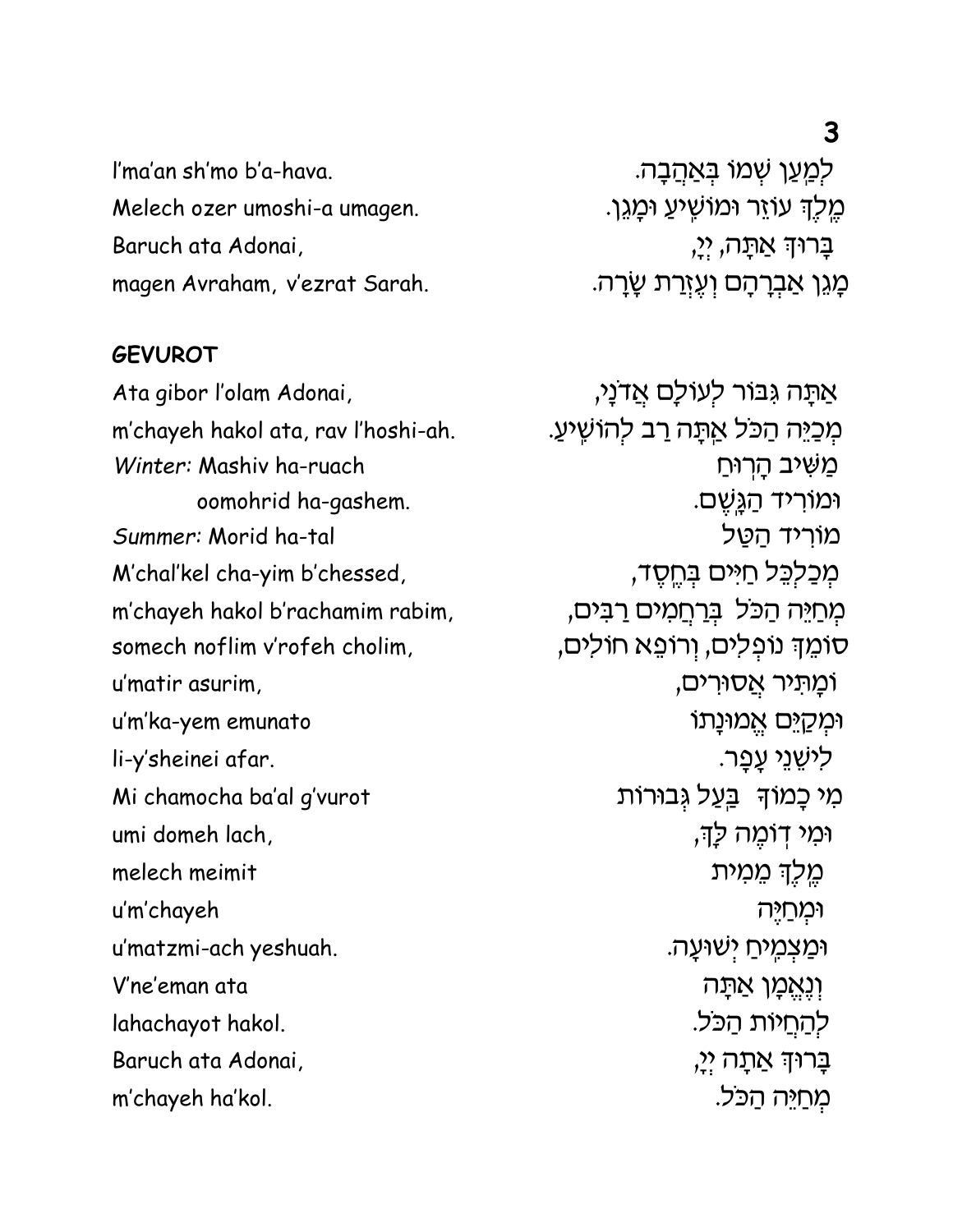l'ma'an sh'mo b'a-hava. | לְמַעַן שְׁמוֹ בְּאַהֲבָה.

Melech ozer umoshi-a umagen. | מֶלֶךְ עוֹזֵר וּמוֹשִׁיעַ וּמָגֵן.

Baruch ata Adonai, | בָּרוּךְ אַתָּה, יְיָ,

magen Avraham, v'ezrat Sarah. | מָגֵן אַבְרָהָם וְעֶזְרַת שָׂרָה.

**GEVUROT**

| | |
|---|---|
| Ata gibor l'olam Adonai, | אַתָּה גִּבּוֹר לְעוֹלָם אֲדֹנָי, |
| m'chayeh hakol ata, rav l'hoshi-ah. | מְחַיֵּה הַכֹּל אַתָּה רַב לְהוֹשִׁיעַ. |
| *Winter:* Mashiv ha-ruach | מַשִּׁיב הָרוּחַ |
| oomohrid ha-gashem. | וּמוֹרִיד הַגָּשֶׁם. |
| *Summer:* Morid ha-tal | מוֹרִיד הַטָּל |
| M'chal'kel cha-yim b'chessed, | מְכַלְכֵּל חַיִּים בְּחֶסֶד, |
| m'chayeh hakol b'rachamim rabim, | מְחַיֵּה הַכֹּל בְּרַחֲמִים רַבִּים, |
| somech noflim v'rofeh cholim, | סוֹמֵךְ נוֹפְלִים, וְרוֹפֵא חוֹלִים, |
| u'matir asurim, | וּמַתִּיר אֲסוּרִים, |
| u'm'ka-yem emunato | וּמְקַיֵּם אֱמוּנָתוֹ |
| li-y'sheinei afar. | לִישֵׁנֵי עָפָר. |
| Mi chamocha ba'al g'vurot | מִי כָמוֹךָ בַּעַל גְּבוּרוֹת |
| umi domeh lach, | וּמִי דוֹמֶה לָּךְ, |
| melech meimit | מֶלֶךְ מֵמִית |
| u'm'chayeh | וּמְחַיֶּה |
| u'matzmi-ach yeshuah. | וּמַצְמִיחַ יְשׁוּעָה. |
| V'ne'eman ata | וְנֶאֱמָן אַתָּה |
| lahachayot hakol. | לְהַחֲיוֹת הַכֹּל. |
| Baruch ata Adonai, | בָּרוּךְ אַתָּה יְיָ, |
| m'chayeh ha'kol. | מְחַיֵּה הַכֹּל. |